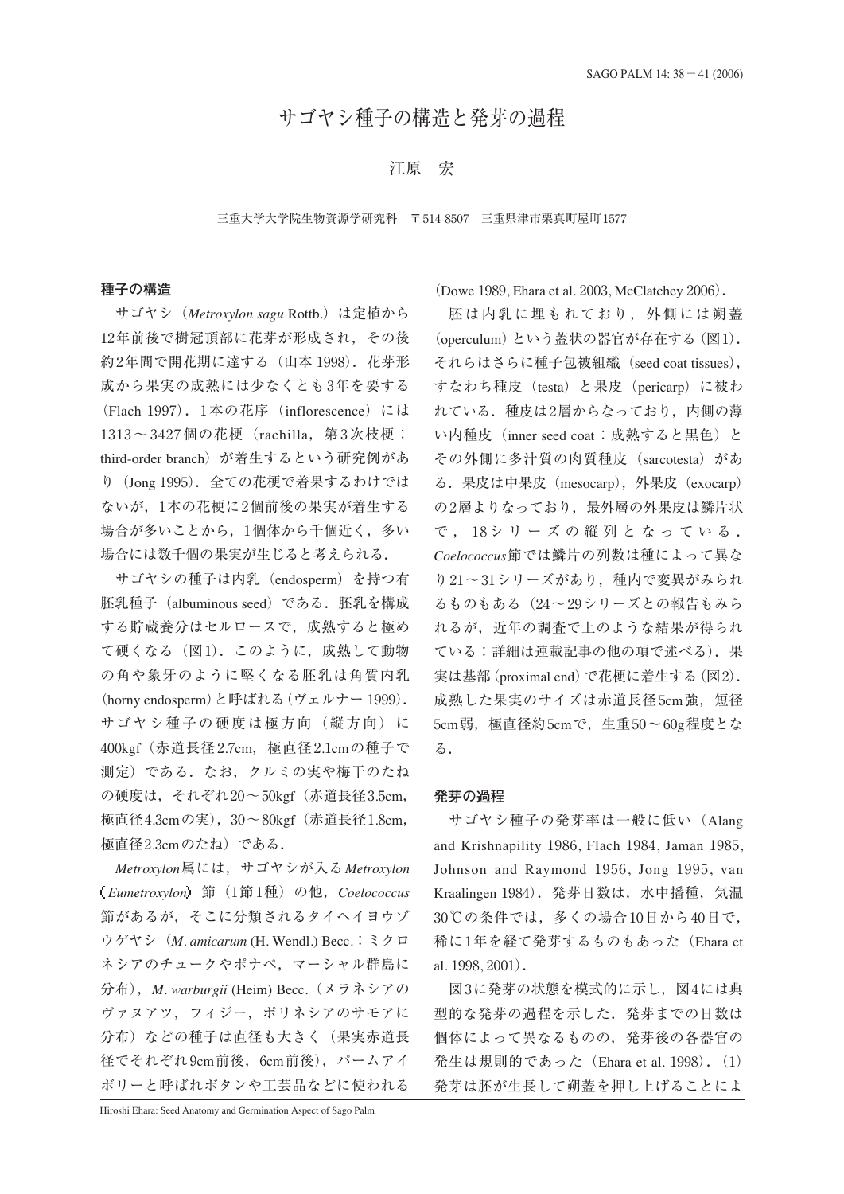// Omitted header "SAGO PALM 14: 38 − 41 (2006)" as journal metadata per Rule 6.
# サゴヤシ種子の構造と発芽の過程

江原　宏

三重大学大学院生物資源学研究科　〒514-8507　三重県津市栗真町屋町1577

## 種子の構造

サゴヤシ（*Metroxylon sagu* Rottb.）は定植から12年前後で樹冠頂部に花芽が形成され，その後約2年間で開花期に達する（山本 1998）．花芽形成から果実の成熟には少なくとも3年を要する（Flach 1997）．1本の花序（inflorescence）には1313～3427個の花梗（rachilla，第3次枝梗：third-order branch）が着生するという研究例があり（Jong 1995）．全ての花梗で着果するわけではないが，1本の花梗に2個前後の果実が着生する場合が多いことから，1個体から千個近く，多い場合には数千個の果実が生じると考えられる．

サゴヤシの種子は内乳（endosperm）を持つ有胚乳種子（albuminous seed）である．胚乳を構成する貯蔵養分はセルロースで，成熟すると極めて硬くなる（図1）．このように，成熟して動物の角や象牙のように堅くなる胚乳は角質内乳（horny endosperm）と呼ばれる（ヴェルナー 1999）．サゴヤシ種子の硬度は極方向（縦方向）に400kgf（赤道長径2.7cm，極直径2.1cmの種子で測定）である．なお，クルミの実や梅干のたねの硬度は，それぞれ20～50kgf（赤道長径3.5cm，極直径4.3cmの実），30～80kgf（赤道長径1.8cm，極直径2.3cmのたね）である．

*Metroxylon*属には，サゴヤシが入る*Metroxylon*（*Eumetroxylon*）節（1節1種）の他，*Coelococcus*節があるが，そこに分類されるタイヘイヨウゾウゲヤシ（*M. amicarum* (H. Wendl.) Becc.：ミクロネシアのチュークやポナペ，マーシャル群島に分布），*M. warburgii* (Heim) Becc.（メラネシアのヴァヌアツ，フィジー，ポリネシアのサモアに分布）などの種子は直径も大きく（果実赤道長径でそれぞれ9cm前後，6cm前後），パームアイボリーと呼ばれボタンや工芸品などに使われる（Dowe 1989, Ehara et al. 2003, McClatchey 2006）．

胚は内乳に埋もれており，外側には朔蓋（operculum）という蓋状の器官が存在する（図1）．それらはさらに種子包被組織（seed coat tissues），すなわち種皮（testa）と果皮（pericarp）に被われている．種皮は2層からなっており，内側の薄い内種皮（inner seed coat：成熟すると黒色）とその外側に多汁質の肉質種皮（sarcotesta）がある．果皮は中果皮（mesocarp），外果皮（exocarp）の2層よりなっており，最外層の外果皮は鱗片状で，18シリーズの縦列となっている．*Coelococcus*節では鱗片の列数は種によって異なり21～31シリーズがあり，種内で変異がみられるものもある（24～29シリーズとの報告もみられるが，近年の調査で上のような結果が得られている：詳細は連載記事の他の項で述べる）．果実は基部（proximal end）で花梗に着生する（図2）．成熟した果実のサイズは赤道長径5cm強，短径5cm弱，極直径約5cmで，生重50～60g程度となる．

## 発芽の過程

サゴヤシ種子の発芽率は一般に低い（Alang and Krishnapility 1986, Flach 1984, Jaman 1985, Johnson and Raymond 1956, Jong 1995, van Kraalingen 1984）．発芽日数は，水中播種，気温30℃の条件では，多くの場合10日から40日で，稀に1年を経て発芽するものもあった（Ehara et al. 1998, 2001）．

図3に発芽の状態を模式的に示し，図4には典型的な発芽の過程を示した．発芽までの日数は個体によって異なるものの，発芽後の各器官の発生は規則的であった（Ehara et al. 1998）．(1) 発芽は胚が生長して朔蓋を押し上げることによ

Hiroshi Ehara: Seed Anatomy and Germination Aspect of Sago Palm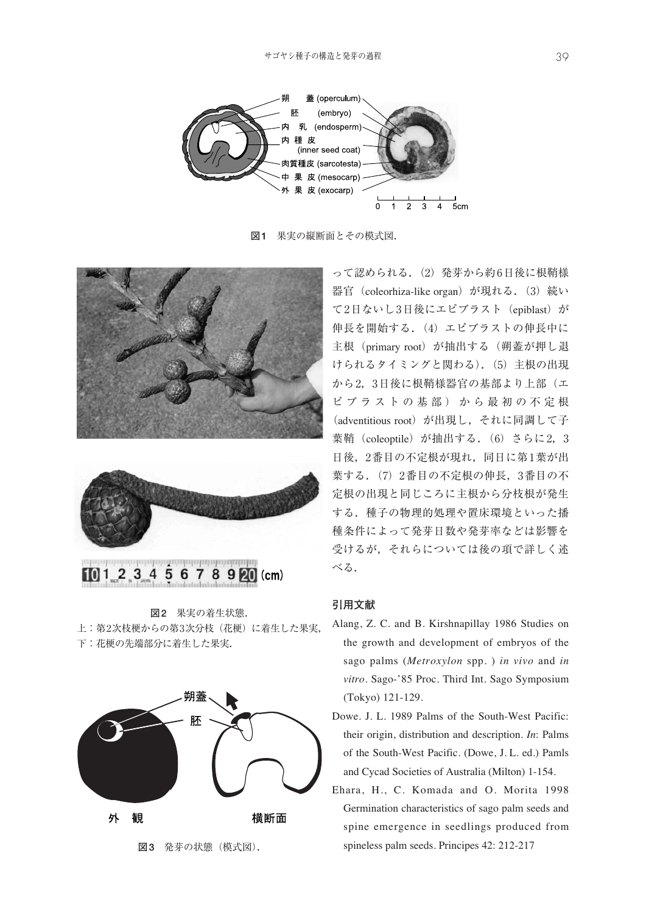図1　果実の縦断面とその模式図.

図2　果実の着生状態.
上：第2次枝梗からの第3次分枝（花梗）に着生した果実,
下：花梗の先端部分に着生した果実.

図3　発芽の状態（模式図）.

って認められる.（2）発芽から約6日後に根鞘様器官（coleorhiza-like organ）が現れる.（3）続いて2日ないし3日後にエピブラスト（epiblast）が伸長を開始する.（4）エピブラストの伸長中に主根（primary root）が抽出する（朔蓋が押し退けられるタイミングと関わる).（5）主根の出現から2，3日後に根鞘様器官の基部より上部（エピブラストの基部）から最初の不定根（adventitious root）が出現し，それに同調して子葉鞘（coleoptile）が抽出する.（6）さらに2，3日後，2番目の不定根が現れ，同日に第1葉が出葉する.（7）2番目の不定根の伸長，3番目の不定根の出現と同じころに主根から分枝根が発生する．種子の物理的処理や置床環境といった播種条件によって発芽日数や発芽率などは影響を受けるが，それらについては後の項で詳しく述べる.

## 引用文献

Alang, Z. C. and B. Kirshnapillay 1986 Studies on the growth and development of embryos of the sago palms (*Metroxylon* spp. ) *in vivo* and *in vitro*. Sago-'85 Proc. Third Int. Sago Symposium (Tokyo) 121-129.

Dowe. J. L. 1989 Palms of the South-West Pacific: their origin, distribution and description. *In*: Palms of the South-West Pacific. (Dowe, J. L. ed.) Pamls and Cycad Societies of Australia (Milton) 1-154.

Ehara, H., C. Komada and O. Morita 1998 Germination characteristics of sago palm seeds and spine emergence in seedlings produced from spineless palm seeds. Principes 42: 212-217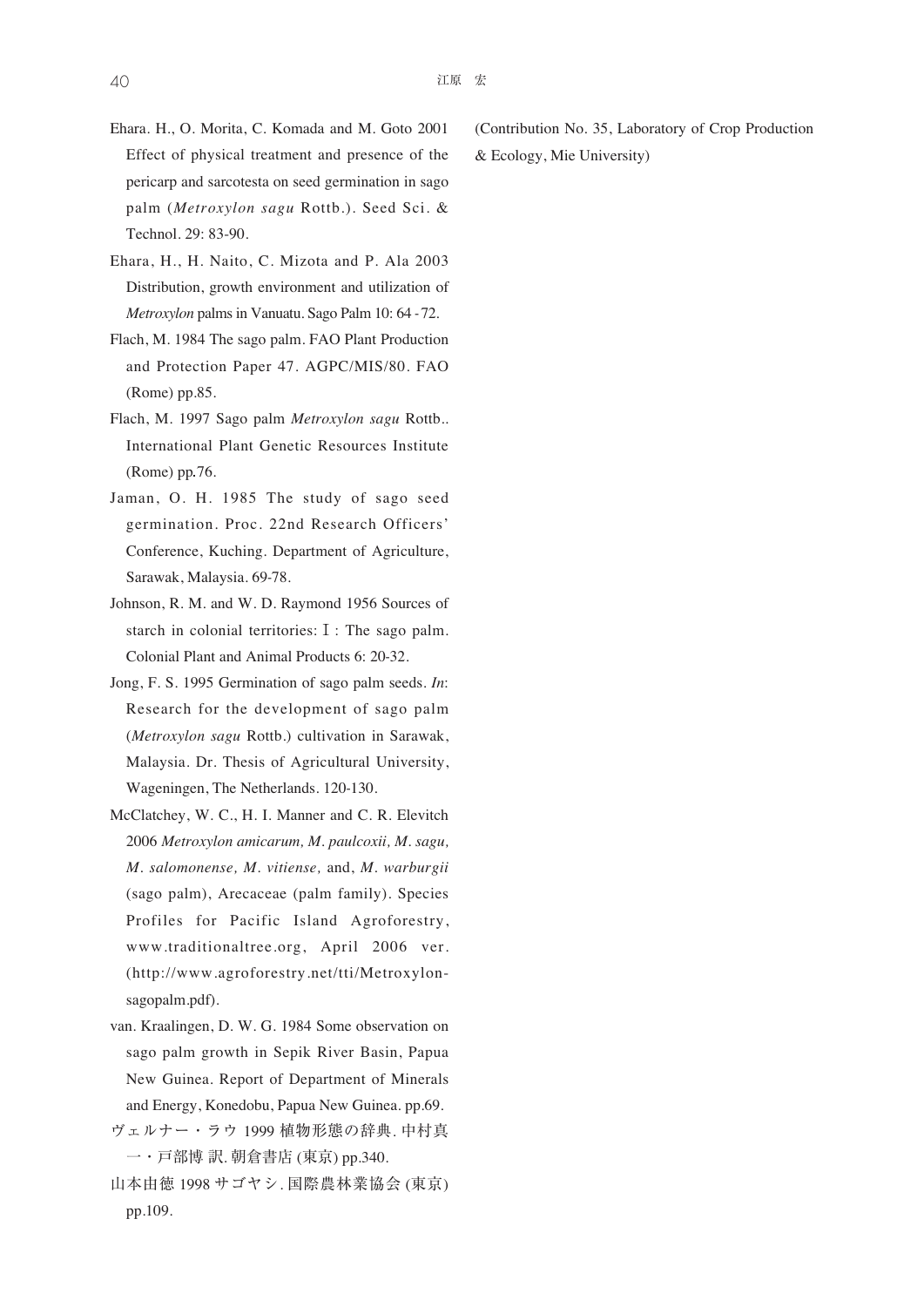Ehara. H., O. Morita, C. Komada and M. Goto 2001 Effect of physical treatment and presence of the pericarp and sarcotesta on seed germination in sago palm (*Metroxylon sagu* Rottb.). Seed Sci. & Technol. 29: 83-90.

Ehara, H., H. Naito, C. Mizota and P. Ala 2003 Distribution, growth environment and utilization of *Metroxylon* palms in Vanuatu. Sago Palm 10: 64 - 72.

Flach, M. 1984 The sago palm. FAO Plant Production and Protection Paper 47. AGPC/MIS/80. FAO (Rome) pp.85.

Flach, M. 1997 Sago palm *Metroxylon sagu* Rottb.. International Plant Genetic Resources Institute (Rome) pp**.**76.

Jaman, O. H. 1985 The study of sago seed germination. Proc. 22nd Research Officers' Conference, Kuching. Department of Agriculture, Sarawak, Malaysia. 69-78.

Johnson, R. M. and W. D. Raymond 1956 Sources of starch in colonial territories: Ⅰ: The sago palm. Colonial Plant and Animal Products 6: 20-32.

Jong, F. S. 1995 Germination of sago palm seeds. *In*: Research for the development of sago palm (*Metroxylon sagu* Rottb.) cultivation in Sarawak, Malaysia. Dr. Thesis of Agricultural University, Wageningen, The Netherlands. 120-130.

McClatchey, W. C., H. I. Manner and C. R. Elevitch 2006 *Metroxylon amicarum, M. paulcoxii, M. sagu, M. salomonense, M. vitiense,* and, *M. warburgii* (sago palm), Arecaceae (palm family). Species Profiles for Pacific Island Agroforestry, www.traditionaltree.org, April 2006 ver. (http://www.agroforestry.net/tti/Metroxylon-sagopalm.pdf).

van. Kraalingen, D. W. G. 1984 Some observation on sago palm growth in Sepik River Basin, Papua New Guinea. Report of Department of Minerals and Energy, Konedobu, Papua New Guinea. pp.69.

ヴェルナー・ラウ 1999 植物形態の辞典. 中村真一・戸部博 訳. 朝倉書店 (東京) pp.340.

山本由徳 1998 サゴヤシ. 国際農林業協会 (東京) pp.109.

(Contribution No. 35, Laboratory of Crop Production & Ecology, Mie University)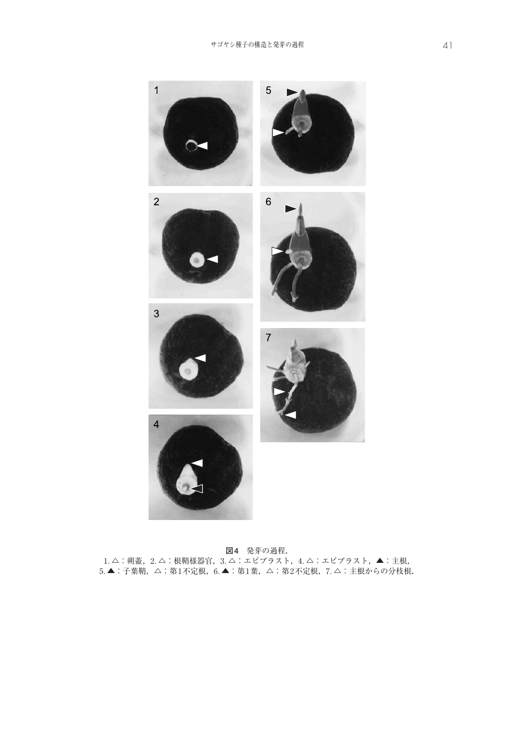**図4**　発芽の過程.

1.△：朔蓋，2.△：根鞘様器官，3.△：エピブラスト，4.△：エピブラスト，▲：主根，
5.▲：子葉鞘，△：第1不定根，6.▲：第1葉，△：第2不定根，7.△：主根からの分枝根.